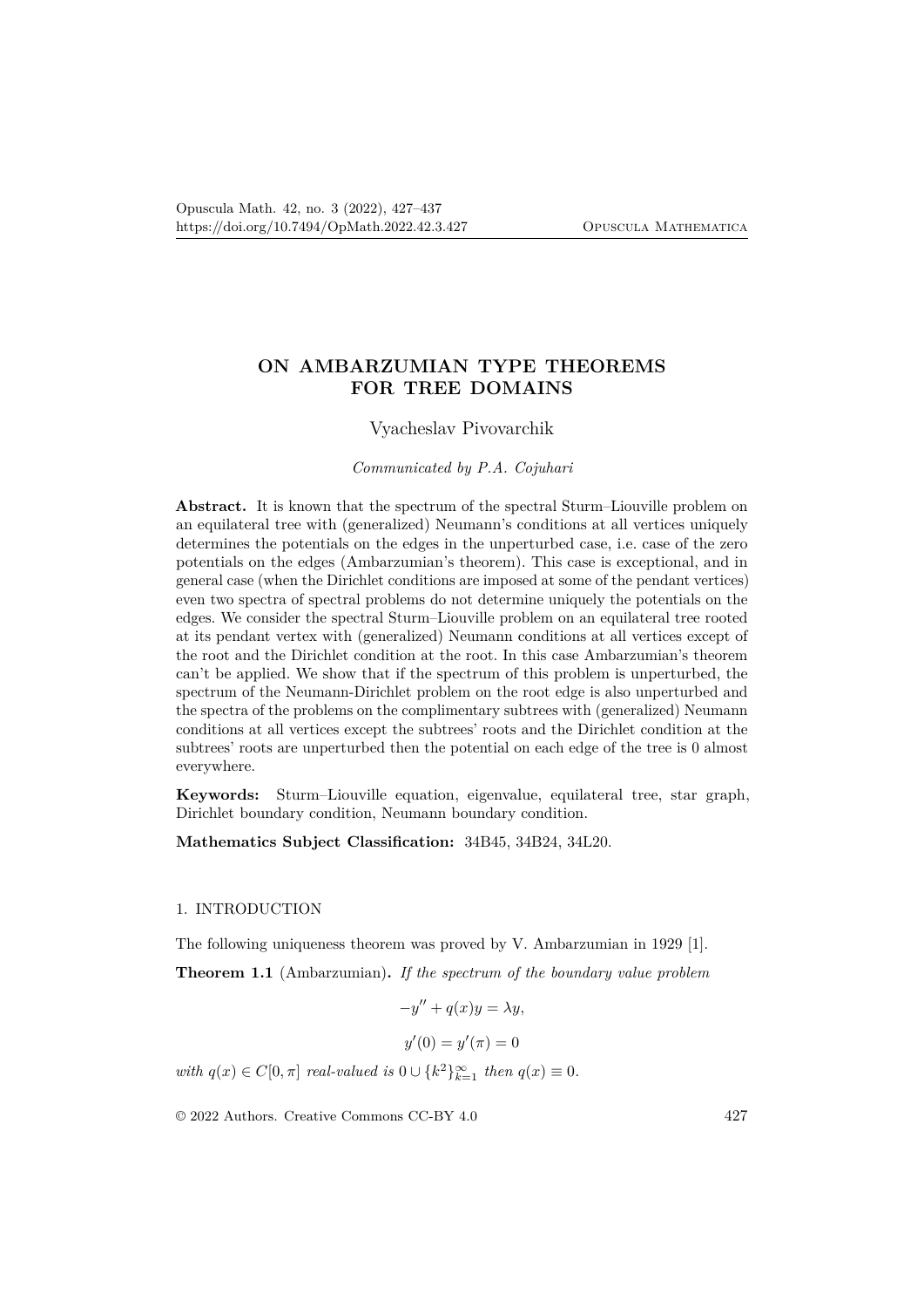# ON AMBARZUMIAN TYPE THEOREMS FOR TREE DOMAINS

Vyacheslav Pivovarchik

*Communicated by P.A. Cojuhari*

**Abstract.** It is known that the spectrum of the spectral Sturm–Liouville problem on an equilateral tree with (generalized) Neumann's conditions at all vertices uniquely determines the potentials on the edges in the unperturbed case, i.e. case of the zero potentials on the edges (Ambarzumian's theorem). This case is exceptional, and in general case (when the Dirichlet conditions are imposed at some of the pendant vertices) even two spectra of spectral problems do not determine uniquely the potentials on the edges. We consider the spectral Sturm–Liouville problem on an equilateral tree rooted at its pendant vertex with (generalized) Neumann conditions at all vertices except of the root and the Dirichlet condition at the root. In this case Ambarzumian's theorem can't be applied. We show that if the spectrum of this problem is unperturbed, the spectrum of the Neumann-Dirichlet problem on the root edge is also unperturbed and the spectra of the problems on the complimentary subtrees with (generalized) Neumann conditions at all vertices except the subtrees' roots and the Dirichlet condition at the subtrees' roots are unperturbed then the potential on each edge of the tree is 0 almost everywhere.

**Keywords:** Sturm–Liouville equation, eigenvalue, equilateral tree, star graph, Dirichlet boundary condition, Neumann boundary condition.

**Mathematics Subject Classification:** 34B45, 34B24, 34L20.

## 1. INTRODUCTION

The following uniqueness theorem was proved by V. Ambarzumian in 1929 [1].

**Theorem 1.1** (Ambarzumian)**.** *If the spectrum of the boundary value problem*

$$-y'' + q(x)y = \lambda y,$$

$$y'(0) = y'(\pi) = 0$$

*with $q(x) \in C[0, \pi]$ real-valued is $0 \cup \{k^2\}_{k=1}^{\infty}$ then $q(x) \equiv 0$.*

© 2022 Authors. Creative Commons CC-BY 4.0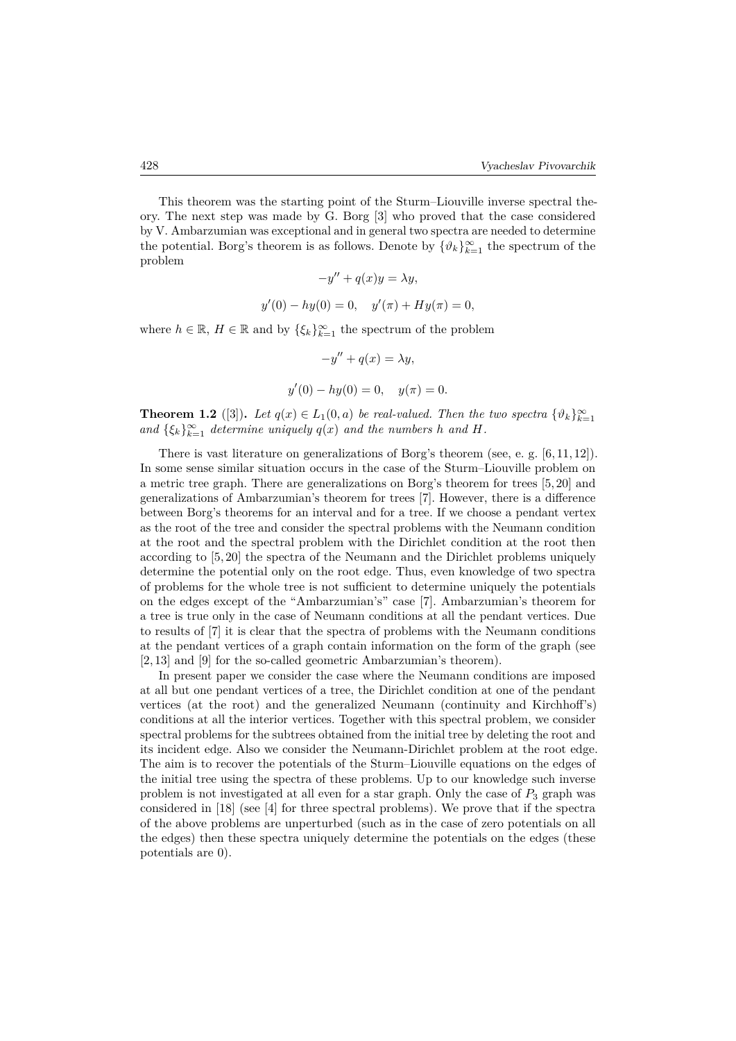This theorem was the starting point of the Sturm–Liouville inverse spectral theory. The next step was made by G. Borg [3] who proved that the case considered by V. Ambarzumian was exceptional and in general two spectra are needed to determine the potential. Borg's theorem is as follows. Denote by $\{\vartheta_k\}_{k=1}^{\infty}$ the spectrum of the problem

$$-y'' + q(x)y = \lambda y,$$

$$y'(0) - hy(0) = 0, \quad y'(\pi) + Hy(\pi) = 0,$$

where $h \in \mathbb{R}$, $H \in \mathbb{R}$ and by $\{\xi_k\}_{k=1}^{\infty}$ the spectrum of the problem

$$-y'' + q(x) = \lambda y,$$

$$y'(0) - hy(0) = 0, \quad y(\pi) = 0.$$

**Theorem 1.2** ([3]). *Let $q(x) \in L_1(0,a)$ be real-valued. Then the two spectra $\{\vartheta_k\}_{k=1}^{\infty}$ and $\{\xi_k\}_{k=1}^{\infty}$ determine uniquely $q(x)$ and the numbers $h$ and $H$.*

There is vast literature on generalizations of Borg's theorem (see, e. g. [6, 11, 12]). In some sense similar situation occurs in the case of the Sturm–Liouville problem on a metric tree graph. There are generalizations on Borg's theorem for trees [5, 20] and generalizations of Ambarzumian's theorem for trees [7]. However, there is a difference between Borg's theorems for an interval and for a tree. If we choose a pendant vertex as the root of the tree and consider the spectral problems with the Neumann condition at the root and the spectral problem with the Dirichlet condition at the root then according to [5, 20] the spectra of the Neumann and the Dirichlet problems uniquely determine the potential only on the root edge. Thus, even knowledge of two spectra of problems for the whole tree is not sufficient to determine uniquely the potentials on the edges except of the "Ambarzumian's" case [7]. Ambarzumian's theorem for a tree is true only in the case of Neumann conditions at all the pendant vertices. Due to results of [7] it is clear that the spectra of problems with the Neumann conditions at the pendant vertices of a graph contain information on the form of the graph (see [2, 13] and [9] for the so-called geometric Ambarzumian's theorem).

In present paper we consider the case where the Neumann conditions are imposed at all but one pendant vertices of a tree, the Dirichlet condition at one of the pendant vertices (at the root) and the generalized Neumann (continuity and Kirchhoff's) conditions at all the interior vertices. Together with this spectral problem, we consider spectral problems for the subtrees obtained from the initial tree by deleting the root and its incident edge. Also we consider the Neumann-Dirichlet problem at the root edge. The aim is to recover the potentials of the Sturm–Liouville equations on the edges of the initial tree using the spectra of these problems. Up to our knowledge such inverse problem is not investigated at all even for a star graph. Only the case of $P_3$ graph was considered in [18] (see [4] for three spectral problems). We prove that if the spectra of the above problems are unperturbed (such as in the case of zero potentials on all the edges) then these spectra uniquely determine the potentials on the edges (these potentials are 0).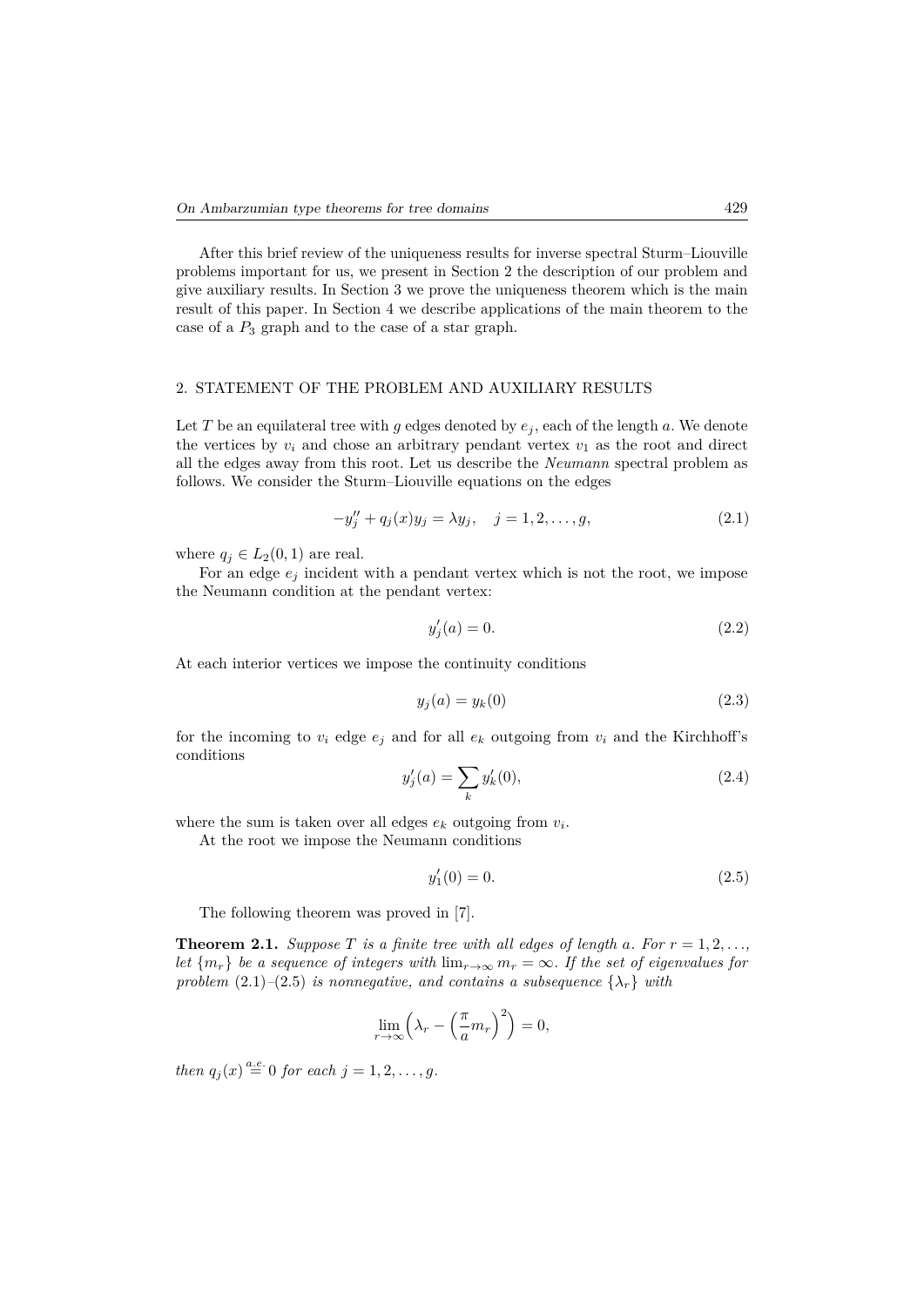After this brief review of the uniqueness results for inverse spectral Sturm–Liouville problems important for us, we present in Section 2 the description of our problem and give auxiliary results. In Section 3 we prove the uniqueness theorem which is the main result of this paper. In Section 4 we describe applications of the main theorem to the case of a $P_3$ graph and to the case of a star graph.

## 2. STATEMENT OF THE PROBLEM AND AUXILIARY RESULTS

Let $T$ be an equilateral tree with $g$ edges denoted by $e_j$, each of the length $a$. We denote the vertices by $v_i$ and chose an arbitrary pendant vertex $v_1$ as the root and direct all the edges away from this root. Let us describe the *Neumann* spectral problem as follows. We consider the Sturm–Liouville equations on the edges

$$-y_j'' + q_j(x)y_j = \lambda y_j, \quad j = 1, 2, \ldots, g, \tag{2.1}$$

where $q_j \in L_2(0, 1)$ are real.

For an edge $e_j$ incident with a pendant vertex which is not the root, we impose the Neumann condition at the pendant vertex:

$$y_j'(a) = 0. \tag{2.2}$$

At each interior vertices we impose the continuity conditions

$$y_j(a) = y_k(0) \tag{2.3}$$

for the incoming to $v_i$ edge $e_j$ and for all $e_k$ outgoing from $v_i$ and the Kirchhoff's conditions

$$y_j'(a) = \sum_k y_k'(0), \tag{2.4}$$

where the sum is taken over all edges $e_k$ outgoing from $v_i$.

At the root we impose the Neumann conditions

$$y_1'(0) = 0. \tag{2.5}$$

The following theorem was proved in [7].

**Theorem 2.1.** *Suppose $T$ is a finite tree with all edges of length $a$. For $r = 1, 2, \ldots$, let $\{m_r\}$ be a sequence of integers with $\lim_{r\to\infty} m_r = \infty$. If the set of eigenvalues for problem (2.1)–(2.5) is nonnegative, and contains a subsequence $\{\lambda_r\}$ with*

$$\lim_{r\to\infty}\left(\lambda_r - \left(\frac{\pi}{a}m_r\right)^2\right) = 0,$$

*then $q_j(x) \overset{a.e.}{=} 0$ for each $j = 1, 2, \ldots, g$.*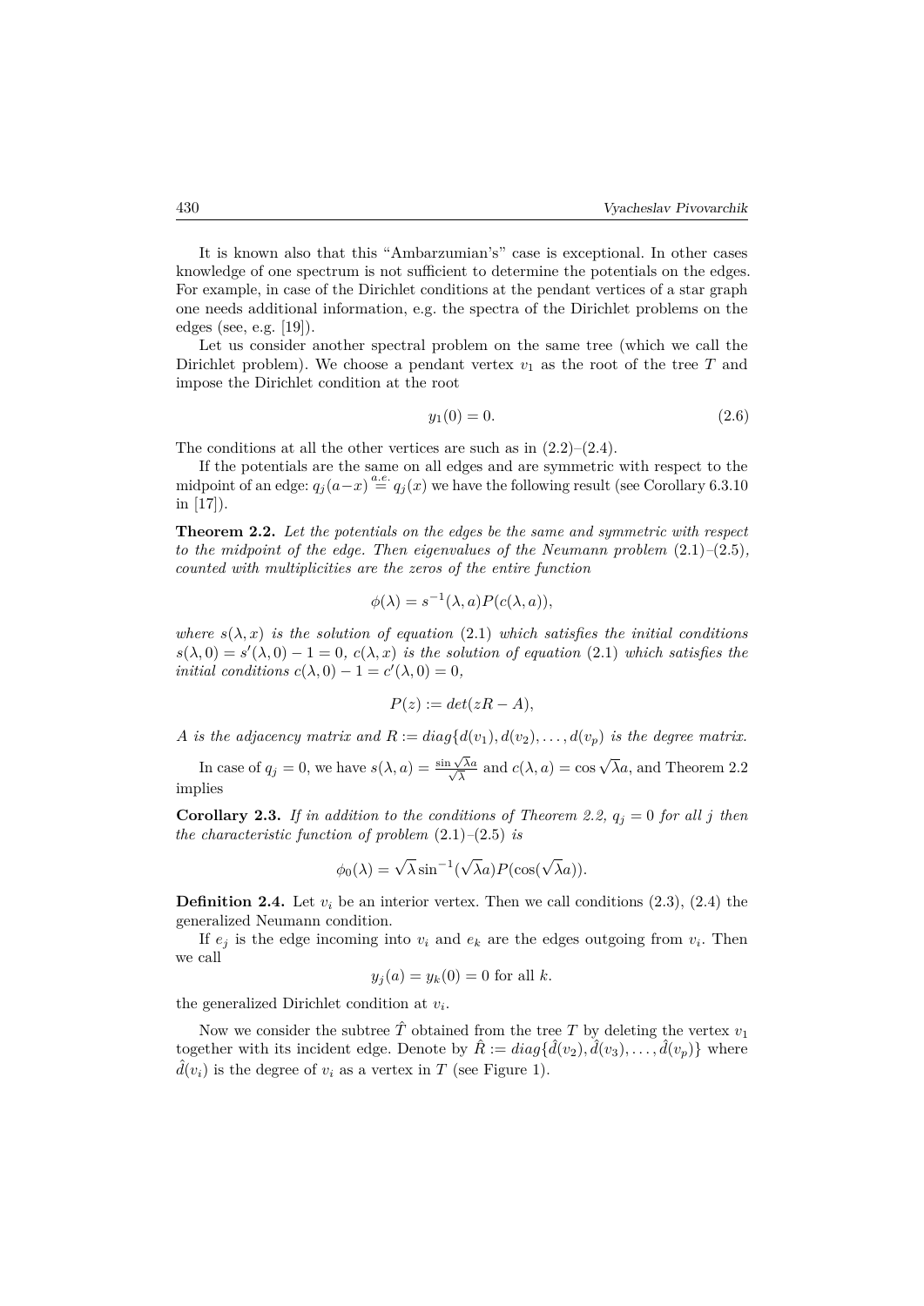It is known also that this "Ambarzumian's" case is exceptional. In other cases knowledge of one spectrum is not sufficient to determine the potentials on the edges. For example, in case of the Dirichlet conditions at the pendant vertices of a star graph one needs additional information, e.g. the spectra of the Dirichlet problems on the edges (see, e.g. [19]).

Let us consider another spectral problem on the same tree (which we call the Dirichlet problem). We choose a pendant vertex $v_1$ as the root of the tree $T$ and impose the Dirichlet condition at the root

$$y_1(0) = 0. \tag{2.6}$$

The conditions at all the other vertices are such as in (2.2)–(2.4).

If the potentials are the same on all edges and are symmetric with respect to the midpoint of an edge: $q_j(a-x) \overset{a.e.}{=} q_j(x)$ we have the following result (see Corollary 6.3.10 in [17]).

**Theorem 2.2.** *Let the potentials on the edges be the same and symmetric with respect to the midpoint of the edge. Then eigenvalues of the Neumann problem* (2.1)–(2.5)*, counted with multiplicities are the zeros of the entire function*

$$\phi(\lambda) = s^{-1}(\lambda, a)P(c(\lambda, a)),$$

*where $s(\lambda, x)$ is the solution of equation* (2.1) *which satisfies the initial conditions $s(\lambda, 0) = s'(\lambda, 0) - 1 = 0$, $c(\lambda, x)$ is the solution of equation* (2.1) *which satisfies the initial conditions $c(\lambda, 0) - 1 = c'(\lambda, 0) = 0$,*

$$P(z) := det(zR - A),$$

*$A$ is the adjacency matrix and $R := diag\{d(v_1), d(v_2), \ldots, d(v_p)$ is the degree matrix.*

In case of $q_j = 0$, we have $s(\lambda, a) = \frac{\sin\sqrt{\lambda}a}{\sqrt{\lambda}}$ and $c(\lambda, a) = \cos\sqrt{\lambda}a$, and Theorem 2.2 implies

**Corollary 2.3.** *If in addition to the conditions of Theorem 2.2, $q_j = 0$ for all $j$ then the characteristic function of problem* (2.1)–(2.5) *is*

$$\phi_0(\lambda) = \sqrt{\lambda}\sin^{-1}(\sqrt{\lambda}a)P(\cos(\sqrt{\lambda}a)).$$

**Definition 2.4.** Let $v_i$ be an interior vertex. Then we call conditions (2.3), (2.4) the generalized Neumann condition.

If $e_j$ is the edge incoming into $v_i$ and $e_k$ are the edges outgoing from $v_i$. Then we call

$$y_j(a) = y_k(0) = 0 \text{ for all } k.$$

the generalized Dirichlet condition at $v_i$.

Now we consider the subtree $\hat{T}$ obtained from the tree $T$ by deleting the vertex $v_1$ together with its incident edge. Denote by $\hat{R} := diag\{\hat{d}(v_2), \hat{d}(v_3), \ldots, \hat{d}(v_p)\}$ where $\hat{d}(v_i)$ is the degree of $v_i$ as a vertex in $T$ (see Figure 1).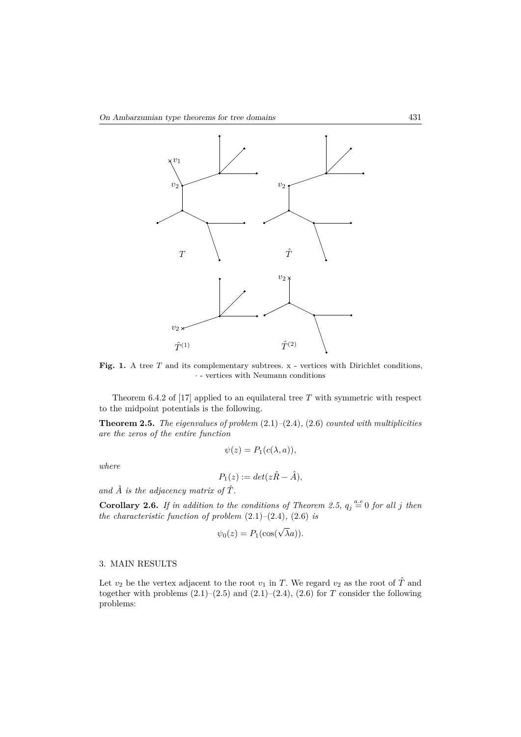$v_1$

$v_2$

$T$

$v_2$

$\hat{T}$

$v_2$

$\hat{T}^{(1)}$

$v_2$

$\hat{T}^{(2)}$

**Fig. 1.** A tree $T$ and its complementary subtrees. x - vertices with Dirichlet conditions, · - vertices with Neumann conditions

Theorem 6.4.2 of [17] applied to an equilateral tree $T$ with symmetric with respect to the midpoint potentials is the following.

**Theorem 2.5.** *The eigenvalues of problem* (2.1)–(2.4), (2.6) *counted with multiplicities are the zeros of the entire function*

$$\psi(z) = P_1(c(\lambda, a)),$$

*where*

$$P_1(z) := det(z\hat{R} - \hat{A}),$$

*and $\hat{A}$ is the adjacency matrix of $\hat{T}$.*

**Corollary 2.6.** *If in addition to the conditions of Theorem 2.5, $q_j \overset{a.e}{=} 0$ for all $j$ then the characteristic function of problem* (2.1)–(2.4), (2.6) *is*

$$\psi_0(z) = P_1(\cos(\sqrt{\lambda}a)).$$

## 3. MAIN RESULTS

Let $v_2$ be the vertex adjacent to the root $v_1$ in $T$. We regard $v_2$ as the root of $\hat{T}$ and together with problems (2.1)–(2.5) and (2.1)–(2.4), (2.6) for $T$ consider the following problems: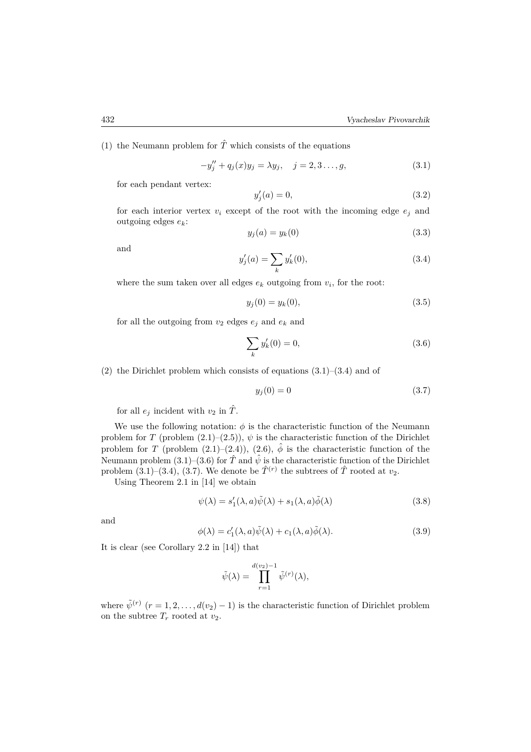(1) the Neumann problem for $\hat{T}$ which consists of the equations

$$-y_j'' + q_j(x)y_j = \lambda y_j, \quad j = 2, 3 \ldots, g, \tag{3.1}$$

for each pendant vertex:

$$y_j'(a) = 0, \tag{3.2}$$

for each interior vertex $v_i$ except of the root with the incoming edge $e_j$ and outgoing edges $e_k$:

$$y_j(a) = y_k(0) \tag{3.3}$$

and

$$y_j'(a) = \sum_k y_k'(0), \tag{3.4}$$

where the sum taken over all edges $e_k$ outgoing from $v_i$, for the root:

$$y_j(0) = y_k(0), \tag{3.5}$$

for all the outgoing from $v_2$ edges $e_j$ and $e_k$ and

$$\sum_k y_k'(0) = 0, \tag{3.6}$$

(2) the Dirichlet problem which consists of equations (3.1)–(3.4) and of

$$y_j(0) = 0 \tag{3.7}$$

for all $e_j$ incident with $v_2$ in $\hat{T}$.

We use the following notation: $\phi$ is the characteristic function of the Neumann problem for $T$ (problem (2.1)–(2.5)), $\psi$ is the characteristic function of the Dirichlet problem for $T$ (problem (2.1)–(2.4)), (2.6), $\hat{\phi}$ is the characteristic function of the Neumann problem (3.1)–(3.6) for $\hat{T}$ and $\hat{\psi}$ is the characteristic function of the Dirichlet problem (3.1)–(3.4), (3.7). We denote be $\hat{T}^{(r)}$ the subtrees of $\hat{T}$ rooted at $v_2$.

Using Theorem 2.1 in [14] we obtain

$$\psi(\lambda) = s_1'(\lambda, a)\tilde{\psi}(\lambda) + s_1(\lambda, a)\tilde{\phi}(\lambda) \tag{3.8}$$

and

$$\phi(\lambda) = c_1'(\lambda, a)\tilde{\psi}(\lambda) + c_1(\lambda, a)\tilde{\phi}(\lambda). \tag{3.9}$$

It is clear (see Corollary 2.2 in [14]) that

$$\tilde{\psi}(\lambda) = \prod_{r=1}^{d(v_2)-1} \tilde{\psi}^{(r)}(\lambda),$$

where $\tilde{\psi}^{(r)}$ $(r = 1, 2, \ldots, d(v_2) - 1)$ is the characteristic function of Dirichlet problem on the subtree $T_r$ rooted at $v_2$.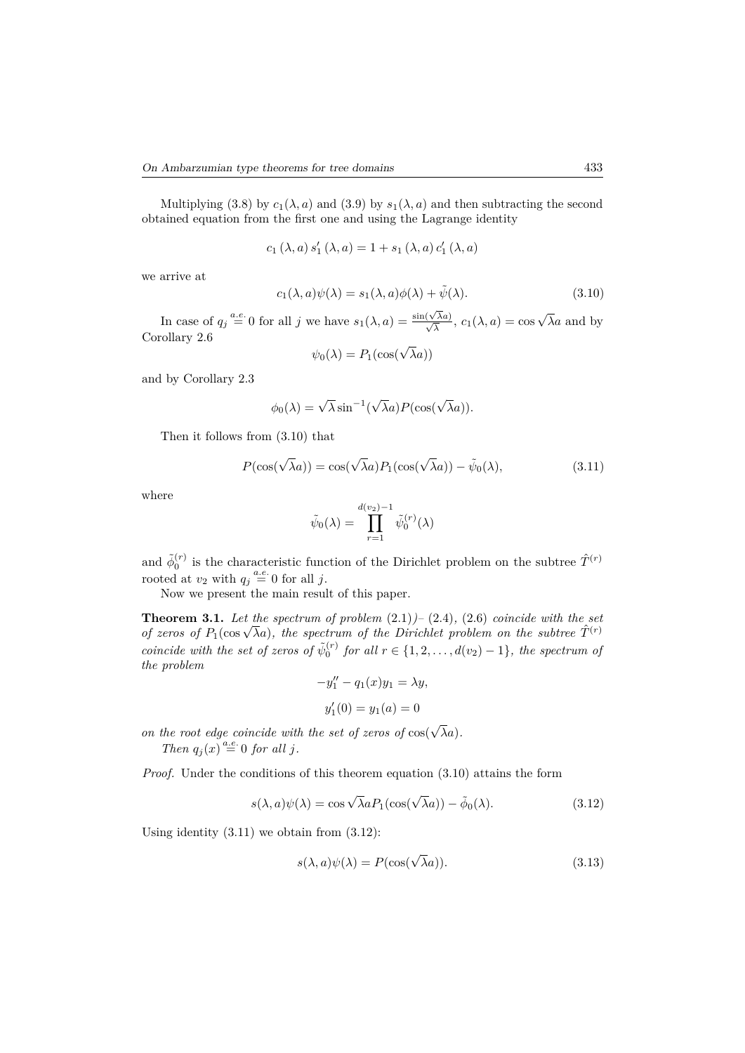Multiplying (3.8) by $c_1(\lambda, a)$ and (3.9) by $s_1(\lambda, a)$ and then subtracting the second obtained equation from the first one and using the Lagrange identity

$$c_1(\lambda, a)\, s_1'(\lambda, a) = 1 + s_1(\lambda, a)\, c_1'(\lambda, a)$$

we arrive at

$$c_1(\lambda, a)\psi(\lambda) = s_1(\lambda, a)\phi(\lambda) + \tilde{\psi}(\lambda). \tag{3.10}$$

In case of $q_j \overset{a.e.}{=} 0$ for all $j$ we have $s_1(\lambda, a) = \frac{\sin(\sqrt{\lambda}a)}{\sqrt{\lambda}}$, $c_1(\lambda, a) = \cos\sqrt{\lambda}a$ and by Corollary 2.6

$$\psi_0(\lambda) = P_1(\cos(\sqrt{\lambda}a))$$

and by Corollary 2.3

$$\phi_0(\lambda) = \sqrt{\lambda}\sin^{-1}(\sqrt{\lambda}a)P(\cos(\sqrt{\lambda}a)).$$

Then it follows from (3.10) that

$$P(\cos(\sqrt{\lambda}a)) = \cos(\sqrt{\lambda}a)P_1(\cos(\sqrt{\lambda}a)) - \tilde{\psi}_0(\lambda), \tag{3.11}$$

where

$$\tilde{\psi}_0(\lambda) = \prod_{r=1}^{d(v_2)-1} \tilde{\psi}_0^{(r)}(\lambda)$$

and $\tilde{\phi}_0^{(r)}$ is the characteristic function of the Dirichlet problem on the subtree $\hat{T}^{(r)}$ rooted at $v_2$ with $q_j \overset{a.e.}{=} 0$ for all $j$.

Now we present the main result of this paper.

**Theorem 3.1.** *Let the spectrum of problem* (2.1)*)–* (2.4)*,* (2.6) *coincide with the set of zeros of* $P_1(\cos\sqrt{\lambda}a)$*, the spectrum of the Dirichlet problem on the subtree* $\hat{T}^{(r)}$ *coincide with the set of zeros of* $\tilde{\psi}_0^{(r)}$ *for all* $r \in \{1, 2, \ldots, d(v_2) - 1\}$*, the spectrum of the problem*

$$-y_1'' - q_1(x)y_1 = \lambda y,$$

$$y_1'(0) = y_1(a) = 0$$

*on the root edge coincide with the set of zeros of* $\cos(\sqrt{\lambda}a)$*.*

*Then* $q_j(x) \overset{a.e.}{=} 0$ *for all* $j$*.*

*Proof.* Under the conditions of this theorem equation (3.10) attains the form

$$s(\lambda, a)\psi(\lambda) = \cos\sqrt{\lambda}aP_1(\cos(\sqrt{\lambda}a)) - \tilde{\phi}_0(\lambda). \tag{3.12}$$

Using identity (3.11) we obtain from (3.12):

$$s(\lambda, a)\psi(\lambda) = P(\cos(\sqrt{\lambda}a)). \tag{3.13}$$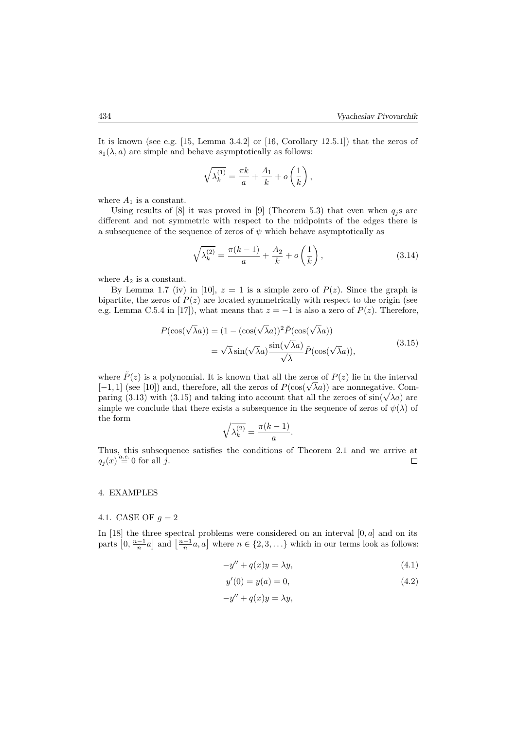It is known (see e.g. [15, Lemma 3.4.2] or [16, Corollary 12.5.1]) that the zeros of $s_1(\lambda, a)$ are simple and behave asymptotically as follows:

$$\sqrt{\lambda_k^{(1)}} = \frac{\pi k}{a} + \frac{A_1}{k} + o\left(\frac{1}{k}\right),$$

where $A_1$ is a constant.

Using results of [8] it was proved in [9] (Theorem 5.3) that even when $q_j$s are different and not symmetric with respect to the midpoints of the edges there is a subsequence of the sequence of zeros of $\psi$ which behave asymptotically as

$$\sqrt{\lambda_k^{(2)}} = \frac{\pi(k-1)}{a} + \frac{A_2}{k} + o\left(\frac{1}{k}\right), \tag{3.14}$$

where $A_2$ is a constant.

By Lemma 1.7 (iv) in [10], $z = 1$ is a simple zero of $P(z)$. Since the graph is bipartite, the zeros of $P(z)$ are located symmetrically with respect to the origin (see e.g. Lemma C.5.4 in [17]), what means that $z = -1$ is also a zero of $P(z)$. Therefore,

$$\begin{aligned} P(\cos(\sqrt{\lambda}a)) &= (1 - (\cos(\sqrt{\lambda}a))^2 \tilde{P}(\cos(\sqrt{\lambda}a)) \\ &= \sqrt{\lambda} \sin(\sqrt{\lambda}a) \frac{\sin(\sqrt{\lambda}a)}{\sqrt{\lambda}} \tilde{P}(\cos(\sqrt{\lambda}a)), \end{aligned} \tag{3.15}$$

where $\tilde{P}(z)$ is a polynomial. It is known that all the zeros of $P(z)$ lie in the interval $[-1, 1]$ (see [10]) and, therefore, all the zeros of $P(\cos(\sqrt{\lambda}a))$ are nonnegative. Comparing (3.13) with (3.15) and taking into account that all the zeroes of $\sin(\sqrt{\lambda}a)$ are simple we conclude that there exists a subsequence in the sequence of zeros of $\psi(\lambda)$ of the form

$$\sqrt{\lambda_k^{(2)}} = \frac{\pi(k-1)}{a}.$$

Thus, this subsequence satisfies the conditions of Theorem 2.1 and we arrive at $q_j(x) \overset{a.e.}{=} 0$ for all $j$. $\square$

## 4. EXAMPLES

### 4.1. CASE OF $g = 2$

In [18] the three spectral problems were considered on an interval $[0, a]$ and on its parts $\left[0, \frac{n-1}{n}a\right]$ and $\left[\frac{n-1}{n}a, a\right]$ where $n \in \{2, 3, \ldots\}$ which in our terms look as follows:

$$-y'' + q(x)y = \lambda y, \tag{4.1}$$

$$y'(0) = y(a) = 0, \tag{4.2}$$

$$-y'' + q(x)y = \lambda y,$$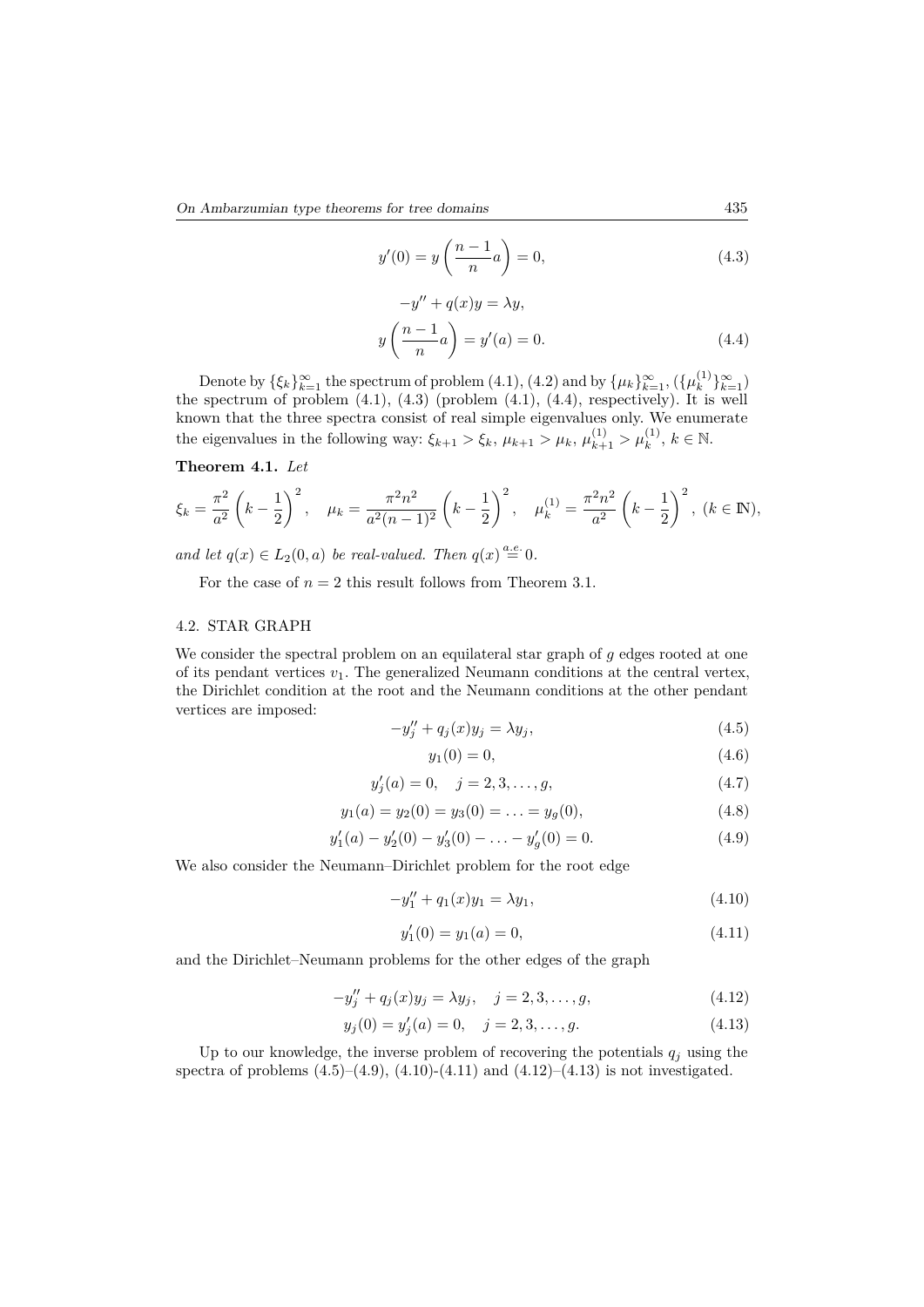$$y'(0) = y\left(\frac{n-1}{n}a\right) = 0, \tag{4.3}$$

$$-y'' + q(x)y = \lambda y,$$
$$y\left(\frac{n-1}{n}a\right) = y'(a) = 0. \tag{4.4}$$

Denote by $\{\xi_k\}_{k=1}^{\infty}$ the spectrum of problem (4.1), (4.2) and by $\{\mu_k\}_{k=1}^{\infty}$, ($\{\mu_k^{(1)}\}_{k=1}^{\infty}$) the spectrum of problem (4.1), (4.3) (problem (4.1), (4.4), respectively). It is well known that the three spectra consist of real simple eigenvalues only. We enumerate the eigenvalues in the following way: $\xi_{k+1} > \xi_k$, $\mu_{k+1} > \mu_k$, $\mu_{k+1}^{(1)} > \mu_k^{(1)}$, $k \in \mathbb{N}$.

**Theorem 4.1.** *Let*

$$\xi_k = \frac{\pi^2}{a^2}\left(k - \frac{1}{2}\right)^2, \quad \mu_k = \frac{\pi^2 n^2}{a^2(n-1)^2}\left(k - \frac{1}{2}\right)^2, \quad \mu_k^{(1)} = \frac{\pi^2 n^2}{a^2}\left(k - \frac{1}{2}\right)^2, \ (k \in \mathbb{N}),$$

*and let $q(x) \in L_2(0,a)$ be real-valued. Then $q(x) \overset{a.e.}{=} 0$.*

For the case of $n = 2$ this result follows from Theorem 3.1.

### 4.2. STAR GRAPH

We consider the spectral problem on an equilateral star graph of $g$ edges rooted at one of its pendant vertices $v_1$. The generalized Neumann conditions at the central vertex, the Dirichlet condition at the root and the Neumann conditions at the other pendant vertices are imposed:

$$-y_j'' + q_j(x)y_j = \lambda y_j, \tag{4.5}$$

$$y_1(0) = 0, \tag{4.6}$$

$$y_j'(a) = 0, \quad j = 2, 3, \ldots, g, \tag{4.7}$$

$$y_1(a) = y_2(0) = y_3(0) = \ldots = y_g(0), \tag{4.8}$$

$$y_1'(a) - y_2'(0) - y_3'(0) - \ldots - y_g'(0) = 0. \tag{4.9}$$

We also consider the Neumann–Dirichlet problem for the root edge

$$-y_1'' + q_1(x)y_1 = \lambda y_1, \tag{4.10}$$

$$y_1'(0) = y_1(a) = 0, \tag{4.11}$$

and the Dirichlet–Neumann problems for the other edges of the graph

$$-y_j'' + q_j(x)y_j = \lambda y_j, \quad j = 2, 3, \ldots, g, \tag{4.12}$$

$$y_j(0) = y_j'(a) = 0, \quad j = 2, 3, \ldots, g. \tag{4.13}$$

Up to our knowledge, the inverse problem of recovering the potentials $q_j$ using the spectra of problems (4.5)–(4.9), (4.10)-(4.11) and (4.12)–(4.13) is not investigated.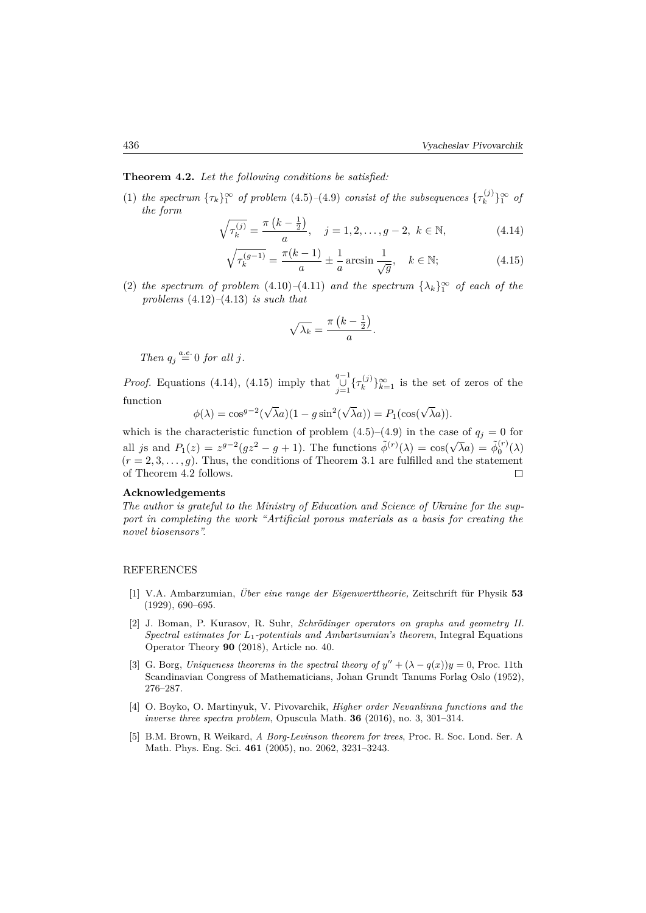**Theorem 4.2.** *Let the following conditions be satisfied:*

(1) *the spectrum* $\{\tau_k\}_1^\infty$ *of problem* (4.5)–(4.9) *consist of the subsequences* $\{\tau_k^{(j)}\}_1^\infty$ *of the form*

$$\sqrt{\tau_k^{(j)}} = \frac{\pi\left(k-\frac{1}{2}\right)}{a}, \quad j=1,2,\ldots,g-2,\ k\in\mathbb{N}, \tag{4.14}$$

$$\sqrt{\tau_k^{(g-1)}} = \frac{\pi(k-1)}{a} \pm \frac{1}{a}\arcsin\frac{1}{\sqrt{g}}, \quad k\in\mathbb{N}; \tag{4.15}$$

(2) *the spectrum of problem* (4.10)–(4.11) *and the spectrum* $\{\lambda_k\}_1^\infty$ *of each of the problems* (4.12)–(4.13) *is such that*

$$\sqrt{\lambda_k} = \frac{\pi\left(k-\frac{1}{2}\right)}{a}.$$

*Then* $q_j \overset{a.e.}{=} 0$ *for all* $j$.

*Proof.* Equations (4.14), (4.15) imply that $\overset{q-1}{\underset{j=1}{\cup}}\{\tau_k^{(j)}\}_{k=1}^\infty$ is the set of zeros of the function

$$\phi(\lambda) = \cos^{g-2}(\sqrt{\lambda}a)(1-g\sin^2(\sqrt{\lambda}a)) = P_1(\cos(\sqrt{\lambda}a)).$$

which is the characteristic function of problem (4.5)–(4.9) in the case of $q_j = 0$ for all $j$s and $P_1(z) = z^{g-2}(gz^2-g+1)$. The functions $\tilde{\phi}^{(r)}(\lambda) = \cos(\sqrt{\lambda}a) = \tilde{\phi}_0^{(r)}(\lambda)$ $(r=2,3,\ldots,g)$. Thus, the conditions of Theorem 3.1 are fulfilled and the statement of Theorem 4.2 follows. □

#### Acknowledgements

*The author is grateful to the Ministry of Education and Science of Ukraine for the support in completing the work "Artificial porous materials as a basis for creating the novel biosensors".*

## REFERENCES

[1] V.A. Ambarzumian, *Über eine range der Eigenwerttheorie*, Zeitschrift für Physik **53** (1929), 690–695.

[2] J. Boman, P. Kurasov, R. Suhr, *Schrödinger operators on graphs and geometry II. Spectral estimates for $L_1$-potentials and Ambartsumian's theorem*, Integral Equations Operator Theory **90** (2018), Article no. 40.

[3] G. Borg, *Uniqueness theorems in the spectral theory of $y'' + (\lambda - q(x))y = 0$*, Proc. 11th Scandinavian Congress of Mathematicians, Johan Grundt Tanums Forlag Oslo (1952), 276–287.

[4] O. Boyko, O. Martinyuk, V. Pivovarchik, *Higher order Nevanlinna functions and the inverse three spectra problem*, Opuscula Math. **36** (2016), no. 3, 301–314.

[5] B.M. Brown, R Weikard, *A Borg-Levinson theorem for trees*, Proc. R. Soc. Lond. Ser. A Math. Phys. Eng. Sci. **461** (2005), no. 2062, 3231–3243.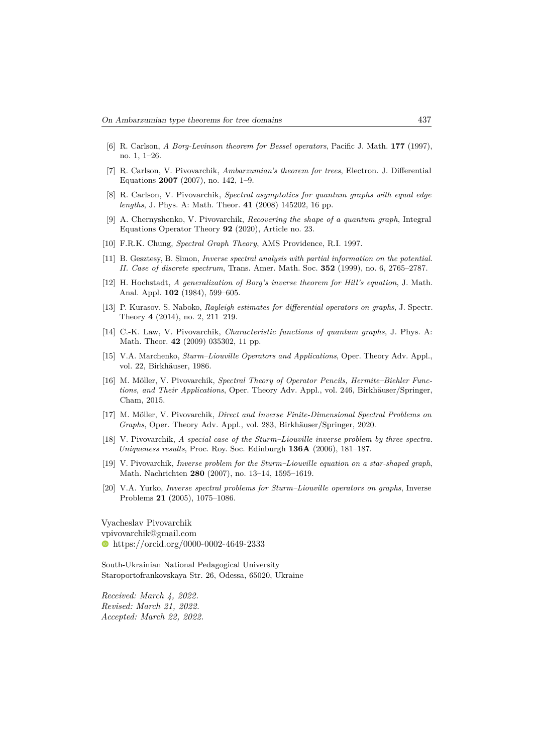[6] R. Carlson, *A Borg-Levinson theorem for Bessel operators*, Pacific J. Math. **177** (1997), no. 1, 1–26.

[7] R. Carlson, V. Pivovarchik, *Ambarzumian's theorem for trees*, Electron. J. Differential Equations **2007** (2007), no. 142, 1–9.

[8] R. Carlson, V. Pivovarchik, *Spectral asymptotics for quantum graphs with equal edge lengths*, J. Phys. A: Math. Theor. **41** (2008) 145202, 16 pp.

[9] A. Chernyshenko, V. Pivovarchik, *Recovering the shape of a quantum graph*, Integral Equations Operator Theory **92** (2020), Article no. 23.

[10] F.R.K. Chung, *Spectral Graph Theory*, AMS Providence, R.I. 1997.

[11] B. Gesztesy, B. Simon, *Inverse spectral analysis with partial information on the potential. II. Case of discrete spectrum*, Trans. Amer. Math. Soc. **352** (1999), no. 6, 2765–2787.

[12] H. Hochstadt, *A generalization of Borg's inverse theorem for Hill's equation*, J. Math. Anal. Appl. **102** (1984), 599–605.

[13] P. Kurasov, S. Naboko, *Rayleigh estimates for differential operators on graphs*, J. Spectr. Theory **4** (2014), no. 2, 211–219.

[14] C.-K. Law, V. Pivovarchik, *Characteristic functions of quantum graphs*, J. Phys. A: Math. Theor. **42** (2009) 035302, 11 pp.

[15] V.A. Marchenko, *Sturm–Liouville Operators and Applications*, Oper. Theory Adv. Appl., vol. 22, Birkhäuser, 1986.

[16] M. Möller, V. Pivovarchik, *Spectral Theory of Operator Pencils, Hermite–Biehler Functions, and Their Applications*, Oper. Theory Adv. Appl., vol. 246, Birkhäuser/Springer, Cham, 2015.

[17] M. Möller, V. Pivovarchik, *Direct and Inverse Finite-Dimensional Spectral Problems on Graphs*, Oper. Theory Adv. Appl., vol. 283, Birkhäuser/Springer, 2020.

[18] V. Pivovarchik, *A special case of the Sturm–Liouville inverse problem by three spectra. Uniqueness results*, Proc. Roy. Soc. Edinburgh **136A** (2006), 181–187.

[19] V. Pivovarchik, *Inverse problem for the Sturm–Liouville equation on a star-shaped graph*, Math. Nachrichten **280** (2007), no. 13–14, 1595–1619.

[20] V.A. Yurko, *Inverse spectral problems for Sturm–Liouville operators on graphs*, Inverse Problems **21** (2005), 1075–1086.

Vyacheslav Pivovarchik
vpivovarchik@gmail.com
https://orcid.org/0000-0002-4649-2333

South-Ukrainian National Pedagogical University
Staroportofrankovskaya Str. 26, Odessa, 65020, Ukraine

*Received: March 4, 2022.*
*Revised: March 21, 2022.*
*Accepted: March 22, 2022.*